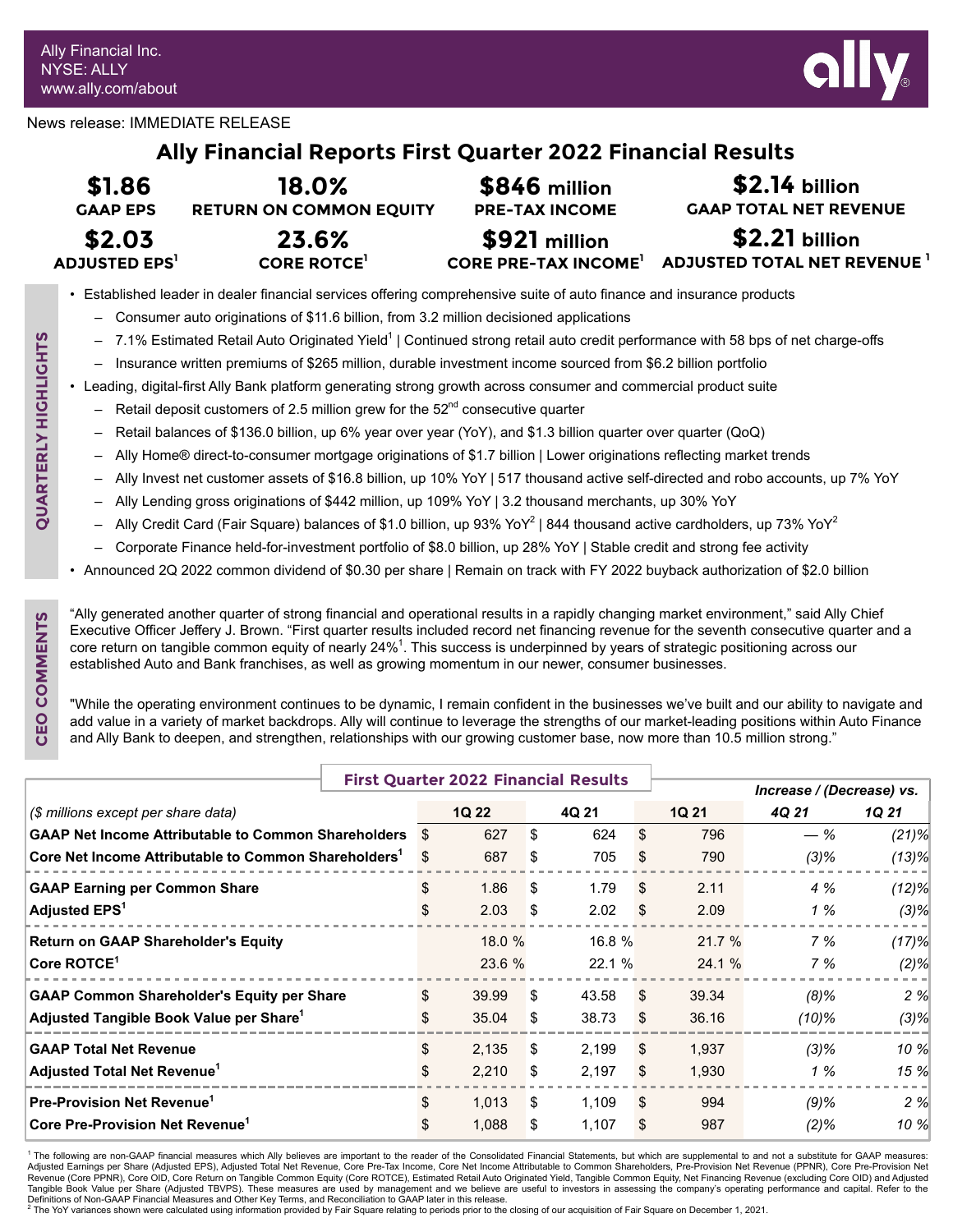Ally Financial Inc.
NYSE: ALLY
www.ally.com/about

News release: IMMEDIATE RELEASE

# Ally Financial Reports First Quarter 2022 Financial Results

| **$1.86** GAAP EPS | **18.0%** RETURN ON COMMON EQUITY | **$846 million** PRE-TAX INCOME | **$2.14 billion** GAAP TOTAL NET REVENUE |
|---|---|---|---|
| **$2.03** ADJUSTED EPS[1] | **23.6%** CORE ROTCE[1] | **$921 million** CORE PRE-TAX INCOME[1] | **$2.21 billion** ADJUSTED TOTAL NET REVENUE[1] |

## QUARTERLY HIGHLIGHTS

- Established leader in dealer financial services offering comprehensive suite of auto finance and insurance products
  - Consumer auto originations of $11.6 billion, from 3.2 million decisioned applications
  - 7.1% Estimated Retail Auto Originated Yield[1] | Continued strong retail auto credit performance with 58 bps of net charge-offs
  - Insurance written premiums of $265 million, durable investment income sourced from $6.2 billion portfolio
- Leading, digital-first Ally Bank platform generating strong growth across consumer and commercial product suite
  - Retail deposit customers of 2.5 million grew for the 52nd consecutive quarter
  - Retail balances of $136.0 billion, up 6% year over year (YoY), and $1.3 billion quarter over quarter (QoQ)
  - Ally Home® direct-to-consumer mortgage originations of $1.7 billion | Lower originations reflecting market trends
  - Ally Invest net customer assets of $16.8 billion, up 10% YoY | 517 thousand active self-directed and robo accounts, up 7% YoY
  - Ally Lending gross originations of $442 million, up 109% YoY | 3.2 thousand merchants, up 30% YoY
  - Ally Credit Card (Fair Square) balances of $1.0 billion, up 93% YoY[2] | 844 thousand active cardholders, up 73% YoY[2]
  - Corporate Finance held-for-investment portfolio of $8.0 billion, up 28% YoY | Stable credit and strong fee activity
- Announced 2Q 2022 common dividend of $0.30 per share | Remain on track with FY 2022 buyback authorization of $2.0 billion

## CEO COMMENTS

"Ally generated another quarter of strong financial and operational results in a rapidly changing market environment," said Ally Chief Executive Officer Jeffery J. Brown. "First quarter results included record net financing revenue for the seventh consecutive quarter and a core return on tangible common equity of nearly 24%[1]. This success is underpinned by years of strategic positioning across our established Auto and Bank franchises, as well as growing momentum in our newer, consumer businesses.

"While the operating environment continues to be dynamic, I remain confident in the businesses we've built and our ability to navigate and add value in a variety of market backdrops. Ally will continue to leverage the strengths of our market-leading positions within Auto Finance and Ally Bank to deepen, and strengthen, relationships with our growing customer base, now more than 10.5 million strong."

## First Quarter 2022 Financial Results

| *($ millions except per share data)* | 1Q 22 | 4Q 21 | 1Q 21 | *Increase / (Decrease) vs.* 4Q 21 | 1Q 21 |
|---|---|---|---|---|---|
| **GAAP Net Income Attributable to Common Shareholders** | $ 627 | $ 624 | $ 796 | — % | (21)% |
| **Core Net Income Attributable to Common Shareholders[1]** | $ 687 | $ 705 | $ 790 | (3)% | (13)% |
| **GAAP Earning per Common Share** | $ 1.86 | $ 1.79 | $ 2.11 | 4 % | (12)% |
| **Adjusted EPS[1]** | $ 2.03 | $ 2.02 | $ 2.09 | 1 % | (3)% |
| **Return on GAAP Shareholder's Equity** | 18.0 % | 16.8 % | 21.7 % | 7 % | (17)% |
| **Core ROTCE[1]** | 23.6 % | 22.1 % | 24.1 % | 7 % | (2)% |
| **GAAP Common Shareholder's Equity per Share** | $ 39.99 | $ 43.58 | $ 39.34 | (8)% | 2 % |
| **Adjusted Tangible Book Value per Share[1]** | $ 35.04 | $ 38.73 | $ 36.16 | (10)% | (3)% |
| **GAAP Total Net Revenue** | $ 2,135 | $ 2,199 | $ 1,937 | (3)% | 10 % |
| **Adjusted Total Net Revenue[1]** | $ 2,210 | $ 2,197 | $ 1,930 | 1 % | 15 % |
| **Pre-Provision Net Revenue[1]** | $ 1,013 | $ 1,109 | $ 994 | (9)% | 2 % |
| **Core Pre-Provision Net Revenue[1]** | $ 1,088 | $ 1,107 | $ 987 | (2)% | 10 % |

[1] The following are non-GAAP financial measures which Ally believes are important to the reader of the Consolidated Financial Statements, but which are supplemental to and not a substitute for GAAP measures: Adjusted Earnings per Share (Adjusted EPS), Adjusted Total Net Revenue, Core Pre-Tax Income, Core Net Income Attributable to Common Shareholders, Pre-Provision Net Revenue (PPNR), Core Pre-Provision Net Revenue (Core PPNR), Core OID, Core Return on Tangible Common Equity (Core ROTCE), Estimated Retail Auto Originated Yield, Tangible Common Equity, Net Financing Revenue (excluding Core OID) and Adjusted Tangible Book Value per Share (Adjusted TBVPS). These measures are used by management and we believe are useful to investors in assessing the company's operating performance and capital. Refer to the Definitions of Non-GAAP Financial Measures and Other Key Terms, and Reconciliation to GAAP later in this release.

[2] The YoY variances shown were calculated using information provided by Fair Square relating to periods prior to the closing of our acquisition of Fair Square on December 1, 2021.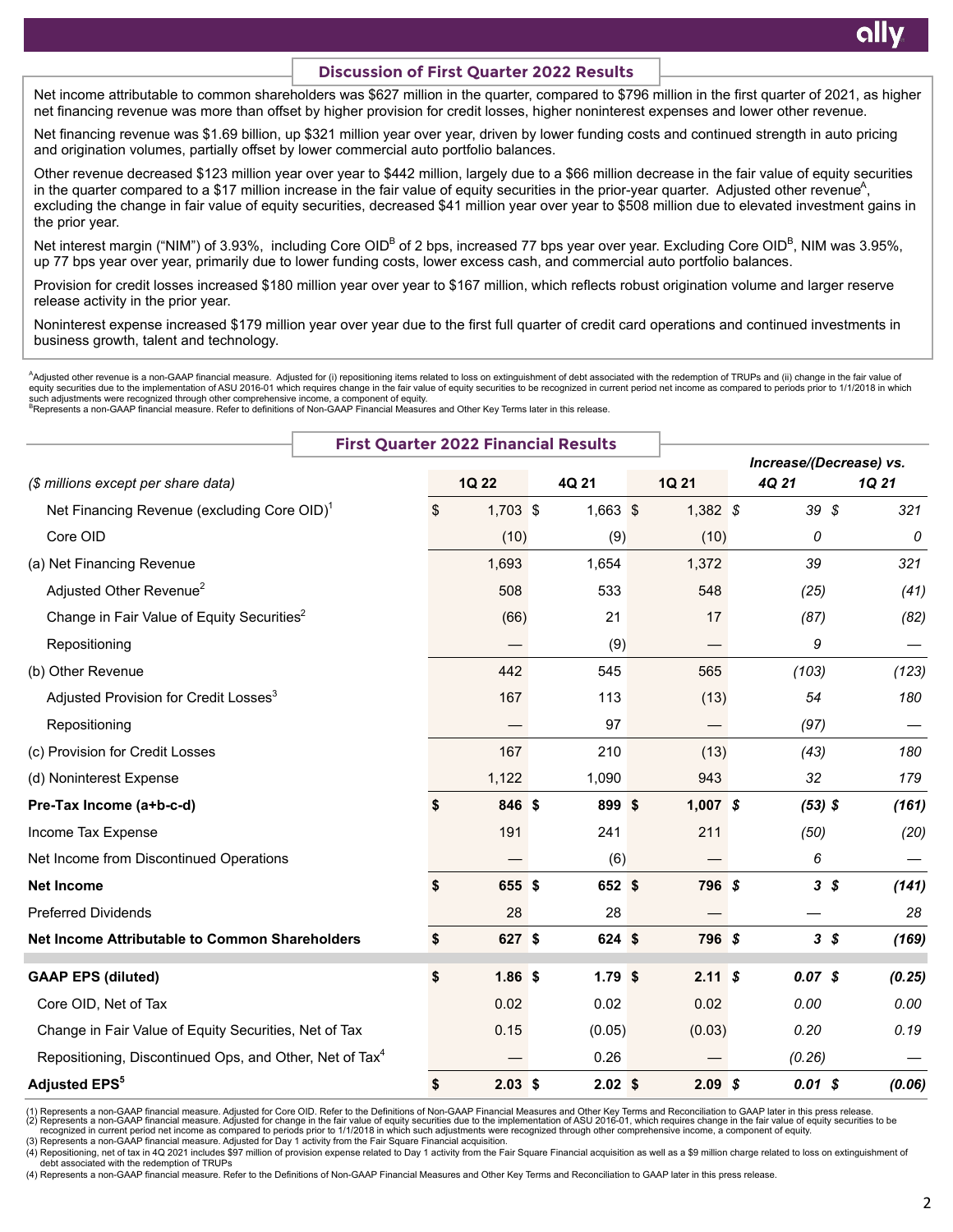## Discussion of First Quarter 2022 Results

Net income attributable to common shareholders was $627 million in the quarter, compared to $796 million in the first quarter of 2021, as higher net financing revenue was more than offset by higher provision for credit losses, higher noninterest expenses and lower other revenue.

Net financing revenue was $1.69 billion, up $321 million year over year, driven by lower funding costs and continued strength in auto pricing and origination volumes, partially offset by lower commercial auto portfolio balances.

Other revenue decreased $123 million year over year to $442 million, largely due to a $66 million decrease in the fair value of equity securities in the quarter compared to a $17 million increase in the fair value of equity securities in the prior-year quarter. Adjusted other revenue[A], excluding the change in fair value of equity securities, decreased $41 million year over year to $508 million due to elevated investment gains in the prior year.

Net interest margin ("NIM") of 3.93%, including Core OID[B] of 2 bps, increased 77 bps year over year. Excluding Core OID[B], NIM was 3.95%, up 77 bps year over year, primarily due to lower funding costs, lower excess cash, and commercial auto portfolio balances.

Provision for credit losses increased $180 million year over year to $167 million, which reflects robust origination volume and larger reserve release activity in the prior year.

Noninterest expense increased $179 million year over year due to the first full quarter of credit card operations and continued investments in business growth, talent and technology.

[A]Adjusted other revenue is a non-GAAP financial measure. Adjusted for (i) repositioning items related to loss on extinguishment of debt associated with the redemption of TRUPs and (ii) change in the fair value of equity securities due to the implementation of ASU 2016-01 which requires change in the fair value of equity securities to be recognized in current period net income as compared to periods prior to 1/1/2018 in which such adjustments were recognized through other comprehensive income, a component of equity.
[B]Represents a non-GAAP financial measure. Refer to definitions of Non-GAAP Financial Measures and Other Key Terms later in this release.

## First Quarter 2022 Financial Results

| ($ millions except per share data) | 1Q 22 | 4Q 21 | 1Q 21 | Increase/(Decrease) vs. 4Q 21 | Increase/(Decrease) vs. 1Q 21 |
|---|---|---|---|---|---|
| Net Financing Revenue (excluding Core OID)[1] | $ 1,703 | $ 1,663 | $ 1,382 | $ 39 | $ 321 |
| Core OID | (10) | (9) | (10) | 0 | 0 |
| (a) Net Financing Revenue | 1,693 | 1,654 | 1,372 | 39 | 321 |
| Adjusted Other Revenue[2] | 508 | 533 | 548 | (25) | (41) |
| Change in Fair Value of Equity Securities[2] | (66) | 21 | 17 | (87) | (82) |
| Repositioning | — | (9) | — | 9 | — |
| (b) Other Revenue | 442 | 545 | 565 | (103) | (123) |
| Adjusted Provision for Credit Losses[3] | 167 | 113 | (13) | 54 | 180 |
| Repositioning | — | 97 | — | (97) | — |
| (c) Provision for Credit Losses | 167 | 210 | (13) | (43) | 180 |
| (d) Noninterest Expense | 1,122 | 1,090 | 943 | 32 | 179 |
| **Pre-Tax Income (a+b-c-d)** | **$ 846** | **$ 899** | **$ 1,007** | **$ (53)** | **$ (161)** |
| Income Tax Expense | 191 | 241 | 211 | (50) | (20) |
| Net Income from Discontinued Operations | — | (6) | — | 6 | — |
| **Net Income** | **$ 655** | **$ 652** | **$ 796** | **$ 3** | **$ (141)** |
| Preferred Dividends | 28 | 28 | — | — | 28 |
| **Net Income Attributable to Common Shareholders** | **$ 627** | **$ 624** | **$ 796** | **$ 3** | **$ (169)** |
| **GAAP EPS (diluted)** | **$ 1.86** | **$ 1.79** | **$ 2.11** | **$ 0.07** | **$ (0.25)** |
| Core OID, Net of Tax | 0.02 | 0.02 | 0.02 | 0.00 | 0.00 |
| Change in Fair Value of Equity Securities, Net of Tax | 0.15 | (0.05) | (0.03) | 0.20 | 0.19 |
| Repositioning, Discontinued Ops, and Other, Net of Tax[4] | — | 0.26 | — | (0.26) | — |
| **Adjusted EPS[5]** | **$ 2.03** | **$ 2.02** | **$ 2.09** | **$ 0.01** | **$ (0.06)** |

(1) Represents a non-GAAP financial measure. Adjusted for Core OID. Refer to the Definitions of Non-GAAP Financial Measures and Other Key Terms and Reconciliation to GAAP later in this press release.
(2) Represents a non-GAAP financial measure. Adjusted for change in the fair value of equity securities due to the implementation of ASU 2016-01, which requires change in the fair value of equity securities to be recognized in current period net income as compared to periods prior to 1/1/2018 in which such adjustments were recognized through other comprehensive income, a component of equity.
(3) Represents a non-GAAP financial measure. Adjusted for Day 1 activity from the Fair Square Financial acquisition.
(4) Repositioning, net of tax in 4Q 2021 includes $97 million of provision expense related to Day 1 activity from the Fair Square Financial acquisition as well as a $9 million charge related to loss on extinguishment of debt associated with the redemption of TRUPs
(4) Represents a non-GAAP financial measure. Refer to the Definitions of Non-GAAP Financial Measures and Other Key Terms and Reconciliation to GAAP later in this press release.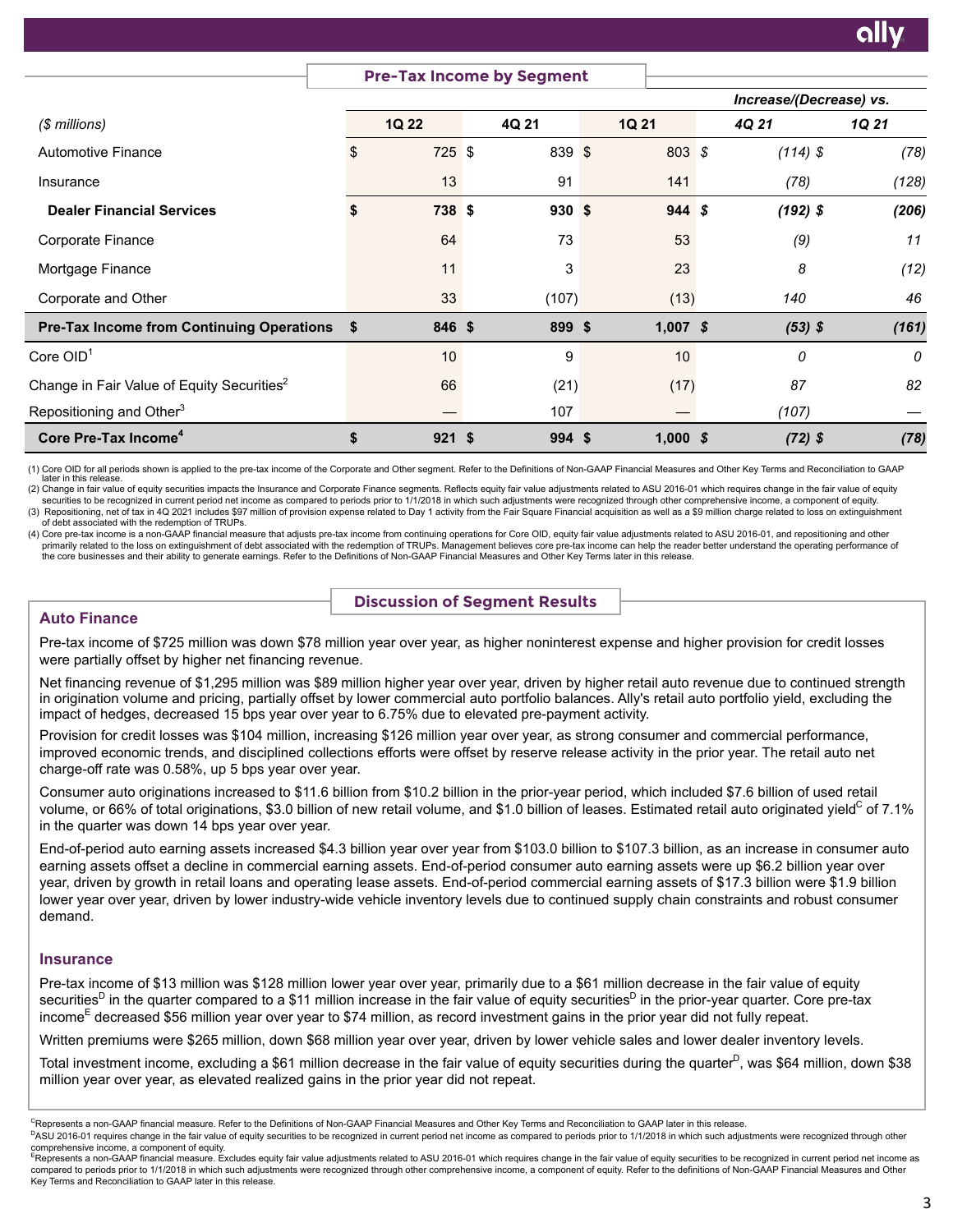## Pre-Tax Income by Segment

| ($ millions) | 1Q 22 | 4Q 21 | 1Q 21 | Increase/(Decrease) vs. 4Q 21 | Increase/(Decrease) vs. 1Q 21 |
|---|---|---|---|---|---|
| Automotive Finance | $ 725 | $ 839 | $ 803 | $ (114) | $ (78) |
| Insurance | 13 | 91 | 141 | (78) | (128) |
| **Dealer Financial Services** | **$ 738** | **$ 930** | **$ 944** | **$ (192)** | **$ (206)** |
| Corporate Finance | 64 | 73 | 53 | (9) | 11 |
| Mortgage Finance | 11 | 3 | 23 | 8 | (12) |
| Corporate and Other | 33 | (107) | (13) | 140 | 46 |
| **Pre-Tax Income from Continuing Operations** | **$ 846** | **$ 899** | **$ 1,007** | **$ (53)** | **$ (161)** |
| Core OID[1] | 10 | 9 | 10 | 0 | 0 |
| Change in Fair Value of Equity Securities[2] | 66 | (21) | (17) | 87 | 82 |
| Repositioning and Other[3] | — | 107 | — | (107) | — |
| **Core Pre-Tax Income[4]** | **$ 921** | **$ 994** | **$ 1,000** | **$ (72)** | **$ (78)** |

(1) Core OID for all periods shown is applied to the pre-tax income of the Corporate and Other segment. Refer to the Definitions of Non-GAAP Financial Measures and Other Key Terms and Reconciliation to GAAP later in this release.
(2) Change in fair value of equity securities impacts the Insurance and Corporate Finance segments. Reflects equity fair value adjustments related to ASU 2016-01 which requires change in the fair value of equity securities to be recognized in current period net income as compared to periods prior to 1/1/2018 in which such adjustments were recognized through other comprehensive income, a component of equity.
(3) Repositioning, net of tax in 4Q 2021 includes $97 million of provision expense related to Day 1 activity from the Fair Square Financial acquisition as well as a $9 million charge related to loss on extinguishment of debt associated with the redemption of TRUPs.
(4) Core pre-tax income is a non-GAAP financial measure that adjusts pre-tax income from continuing operations for Core OID, equity fair value adjustments related to ASU 2016-01, and repositioning and other primarily related to the loss on extinguishment of debt associated with the redemption of TRUPs. Management believes core pre-tax income can help the reader better understand the operating performance of the core businesses and their ability to generate earnings. Refer to the Definitions of Non-GAAP Financial Measures and Other Key Terms later in this release.

## Discussion of Segment Results

### Auto Finance

Pre-tax income of $725 million was down $78 million year over year, as higher noninterest expense and higher provision for credit losses were partially offset by higher net financing revenue.

Net financing revenue of $1,295 million was $89 million higher year over year, driven by higher retail auto revenue due to continued strength in origination volume and pricing, partially offset by lower commercial auto portfolio balances. Ally's retail auto portfolio yield, excluding the impact of hedges, decreased 15 bps year over year to 6.75% due to elevated pre-payment activity.

Provision for credit losses was $104 million, increasing $126 million year over year, as strong consumer and commercial performance, improved economic trends, and disciplined collections efforts were offset by reserve release activity in the prior year. The retail auto net charge-off rate was 0.58%, up 5 bps year over year.

Consumer auto originations increased to $11.6 billion from $10.2 billion in the prior-year period, which included $7.6 billion of used retail volume, or 66% of total originations, $3.0 billion of new retail volume, and $1.0 billion of leases. Estimated retail auto originated yield[C] of 7.1% in the quarter was down 14 bps year over year.

End-of-period auto earning assets increased $4.3 billion year over year from $103.0 billion to $107.3 billion, as an increase in consumer auto earning assets offset a decline in commercial earning assets. End-of-period consumer auto earning assets were up $6.2 billion year over year, driven by growth in retail loans and operating lease assets. End-of-period commercial earning assets of $17.3 billion were $1.9 billion lower year over year, driven by lower industry-wide vehicle inventory levels due to continued supply chain constraints and robust consumer demand.

### Insurance

Pre-tax income of $13 million was $128 million lower year over year, primarily due to a $61 million decrease in the fair value of equity securities[D] in the quarter compared to a $11 million increase in the fair value of equity securities[D] in the prior-year quarter. Core pre-tax income[E] decreased $56 million year over year to $74 million, as record investment gains in the prior year did not fully repeat.

Written premiums were $265 million, down $68 million year over year, driven by lower vehicle sales and lower dealer inventory levels.

Total investment income, excluding a $61 million decrease in the fair value of equity securities during the quarter[D], was $64 million, down $38 million year over year, as elevated realized gains in the prior year did not repeat.

[C]Represents a non-GAAP financial measure. Refer to the Definitions of Non-GAAP Financial Measures and Other Key Terms and Reconciliation to GAAP later in this release.
[D]ASU 2016-01 requires change in the fair value of equity securities to be recognized in current period net income as compared to periods prior to 1/1/2018 in which such adjustments were recognized through other comprehensive income, a component of equity.
[E]Represents a non-GAAP financial measure. Excludes equity fair value adjustments related to ASU 2016-01 which requires change in the fair value of equity securities to be recognized in current period net income as compared to periods prior to 1/1/2018 in which such adjustments were recognized through other comprehensive income, a component of equity. Refer to the definitions of Non-GAAP Financial Measures and Other Key Terms and Reconciliation to GAAP later in this release.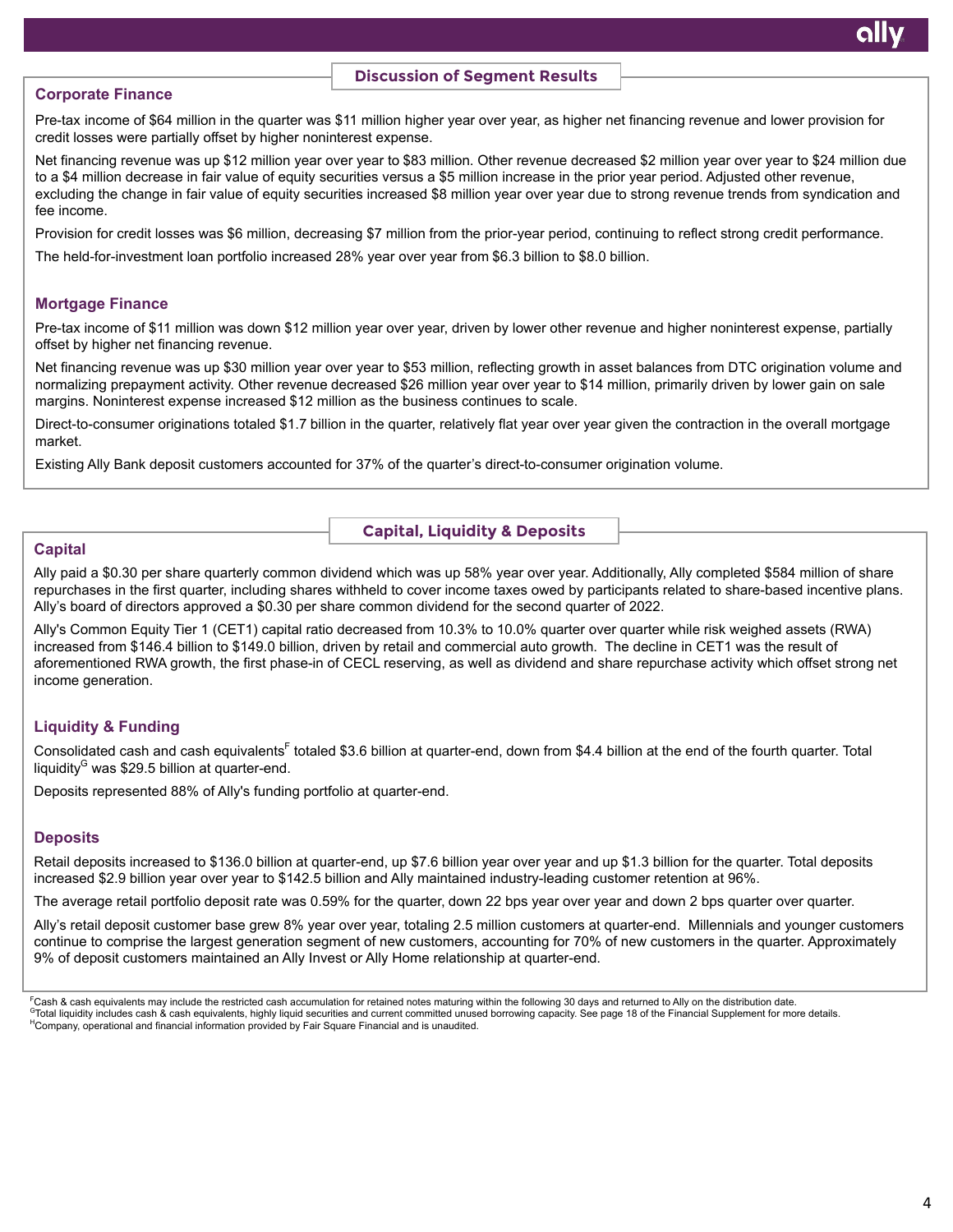## Discussion of Segment Results

### Corporate Finance

Pre-tax income of $64 million in the quarter was $11 million higher year over year, as higher net financing revenue and lower provision for credit losses were partially offset by higher noninterest expense.

Net financing revenue was up $12 million year over year to $83 million. Other revenue decreased $2 million year over year to $24 million due to a $4 million decrease in fair value of equity securities versus a $5 million increase in the prior year period. Adjusted other revenue, excluding the change in fair value of equity securities increased $8 million year over year due to strong revenue trends from syndication and fee income.

Provision for credit losses was $6 million, decreasing $7 million from the prior-year period, continuing to reflect strong credit performance.

The held-for-investment loan portfolio increased 28% year over year from $6.3 billion to $8.0 billion.

### Mortgage Finance

Pre-tax income of $11 million was down $12 million year over year, driven by lower other revenue and higher noninterest expense, partially offset by higher net financing revenue.

Net financing revenue was up $30 million year over year to $53 million, reflecting growth in asset balances from DTC origination volume and normalizing prepayment activity. Other revenue decreased $26 million year over year to $14 million, primarily driven by lower gain on sale margins. Noninterest expense increased $12 million as the business continues to scale.

Direct-to-consumer originations totaled $1.7 billion in the quarter, relatively flat year over year given the contraction in the overall mortgage market.

Existing Ally Bank deposit customers accounted for 37% of the quarter's direct-to-consumer origination volume.

## Capital, Liquidity & Deposits

### Capital

Ally paid a $0.30 per share quarterly common dividend which was up 58% year over year. Additionally, Ally completed $584 million of share repurchases in the first quarter, including shares withheld to cover income taxes owed by participants related to share-based incentive plans. Ally's board of directors approved a $0.30 per share common dividend for the second quarter of 2022.

Ally's Common Equity Tier 1 (CET1) capital ratio decreased from 10.3% to 10.0% quarter over quarter while risk weighed assets (RWA) increased from $146.4 billion to $149.0 billion, driven by retail and commercial auto growth. The decline in CET1 was the result of aforementioned RWA growth, the first phase-in of CECL reserving, as well as dividend and share repurchase activity which offset strong net income generation.

### Liquidity & Funding

Consolidated cash and cash equivalents[F] totaled $3.6 billion at quarter-end, down from $4.4 billion at the end of the fourth quarter. Total liquidity[G] was $29.5 billion at quarter-end.

Deposits represented 88% of Ally's funding portfolio at quarter-end.

### Deposits

Retail deposits increased to $136.0 billion at quarter-end, up $7.6 billion year over year and up $1.3 billion for the quarter. Total deposits increased $2.9 billion year over year to $142.5 billion and Ally maintained industry-leading customer retention at 96%.

The average retail portfolio deposit rate was 0.59% for the quarter, down 22 bps year over year and down 2 bps quarter over quarter.

Ally's retail deposit customer base grew 8% year over year, totaling 2.5 million customers at quarter-end. Millennials and younger customers continue to comprise the largest generation segment of new customers, accounting for 70% of new customers in the quarter. Approximately 9% of deposit customers maintained an Ally Invest or Ally Home relationship at quarter-end.

[F]Cash & cash equivalents may include the restricted cash accumulation for retained notes maturing within the following 30 days and returned to Ally on the distribution date.
[G]Total liquidity includes cash & cash equivalents, highly liquid securities and current committed unused borrowing capacity. See page 18 of the Financial Supplement for more details.
[H]Company, operational and financial information provided by Fair Square Financial and is unaudited.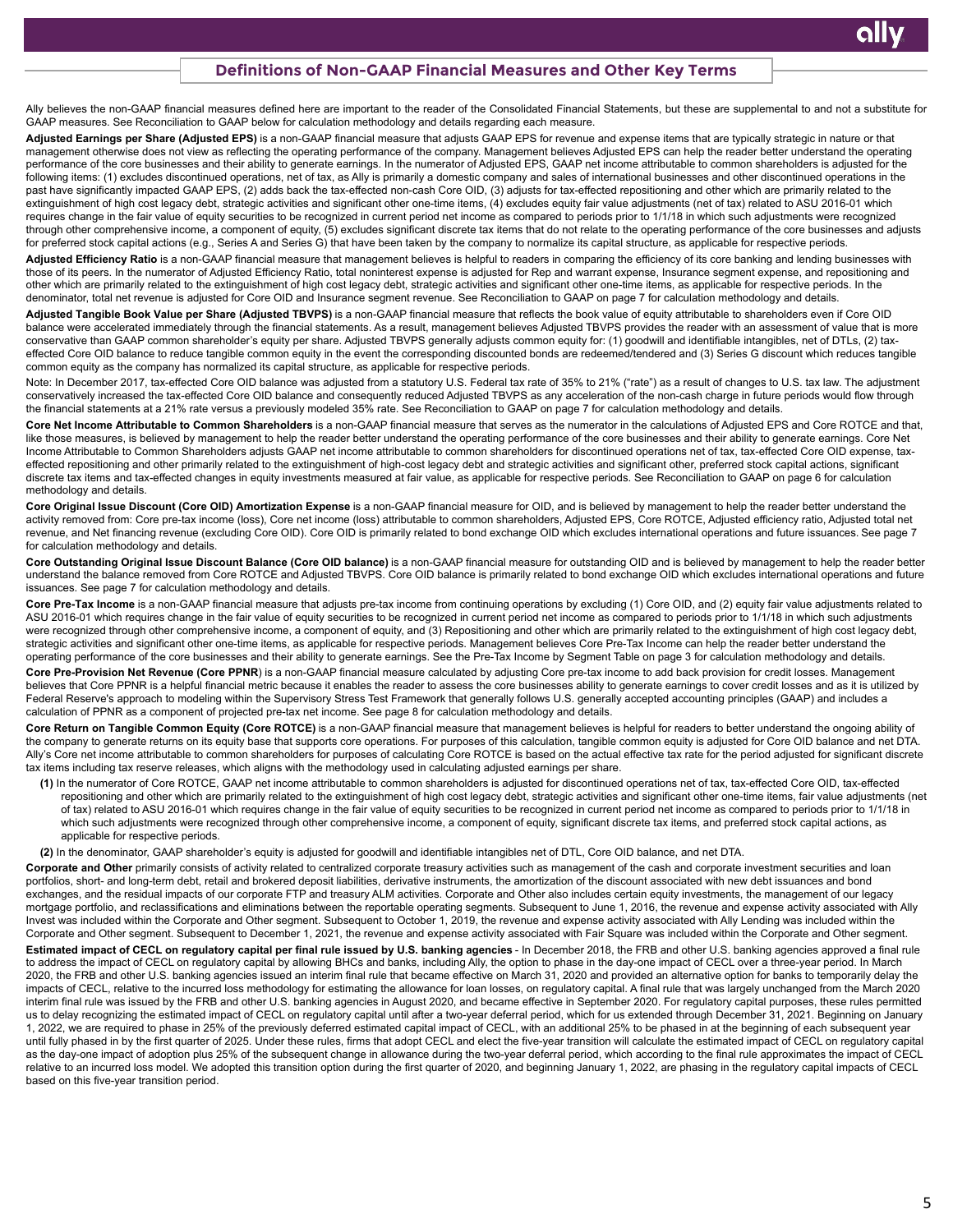## Definitions of Non-GAAP Financial Measures and Other Key Terms

Ally believes the non-GAAP financial measures defined here are important to the reader of the Consolidated Financial Statements, but these are supplemental to and not a substitute for GAAP measures. See Reconciliation to GAAP below for calculation methodology and details regarding each measure.

**Adjusted Earnings per Share (Adjusted EPS)** is a non-GAAP financial measure that adjusts GAAP EPS for revenue and expense items that are typically strategic in nature or that management otherwise does not view as reflecting the operating performance of the company. Management believes Adjusted EPS can help the reader better understand the operating performance of the core businesses and their ability to generate earnings. In the numerator of Adjusted EPS, GAAP net income attributable to common shareholders is adjusted for the following items: (1) excludes discontinued operations, net of tax, as Ally is primarily a domestic company and sales of international businesses and other discontinued operations in the past have significantly impacted GAAP EPS, (2) adds back the tax-effected non-cash Core OID, (3) adjusts for tax-effected repositioning and other which are primarily related to the extinguishment of high cost legacy debt, strategic activities and significant other one-time items, (4) excludes equity fair value adjustments (net of tax) related to ASU 2016-01 which requires change in the fair value of equity securities to be recognized in current period net income as compared to periods prior to 1/1/18 in which such adjustments were recognized through other comprehensive income, a component of equity, (5) excludes significant discrete tax items that do not relate to the operating performance of the core businesses and adjusts for preferred stock capital actions (e.g., Series A and Series G) that have been taken by the company to normalize its capital structure, as applicable for respective periods.

**Adjusted Efficiency Ratio** is a non-GAAP financial measure that management believes is helpful to readers in comparing the efficiency of its core banking and lending businesses with those of its peers. In the numerator of Adjusted Efficiency Ratio, total noninterest expense is adjusted for Rep and warrant expense, Insurance segment expense, and repositioning and other which are primarily related to the extinguishment of high cost legacy debt, strategic activities and significant other one-time items, as applicable for respective periods. In the denominator, total net revenue is adjusted for Core OID and Insurance segment revenue. See Reconciliation to GAAP on page 7 for calculation methodology and details.

**Adjusted Tangible Book Value per Share (Adjusted TBVPS)** is a non-GAAP financial measure that reflects the book value of equity attributable to shareholders even if Core OID balance were accelerated immediately through the financial statements. As a result, management believes Adjusted TBVPS provides the reader with an assessment of value that is more conservative than GAAP common shareholder's equity per share. Adjusted TBVPS generally adjusts common equity for: (1) goodwill and identifiable intangibles, net of DTLs, (2) tax-effected Core OID balance to reduce tangible common equity in the event the corresponding discounted bonds are redeemed/tendered and (3) Series G discount which reduces tangible common equity as the company has normalized its capital structure, as applicable for respective periods.

Note: In December 2017, tax-effected Core OID balance was adjusted from a statutory U.S. Federal tax rate of 35% to 21% ("rate") as a result of changes to U.S. tax law. The adjustment conservatively increased the tax-effected Core OID balance and consequently reduced Adjusted TBVPS as any acceleration of the non-cash charge in future periods would flow through the financial statements at a 21% rate versus a previously modeled 35% rate. See Reconciliation to GAAP on page 7 for calculation methodology and details.

**Core Net Income Attributable to Common Shareholders** is a non-GAAP financial measure that serves as the numerator in the calculations of Adjusted EPS and Core ROTCE and that, like those measures, is believed by management to help the reader better understand the operating performance of the core businesses and their ability to generate earnings. Core Net Income Attributable to Common Shareholders adjusts GAAP net income attributable to common shareholders for discontinued operations net of tax, tax-effected Core OID expense, tax-effected repositioning and other primarily related to the extinguishment of high-cost legacy debt and strategic activities and significant other, preferred stock capital actions, significant discrete tax items and tax-effected changes in equity investments measured at fair value, as applicable for respective periods. See Reconciliation to GAAP on page 6 for calculation methodology and details.

**Core Original Issue Discount (Core OID) Amortization Expense** is a non-GAAP financial measure for OID, and is believed by management to help the reader better understand the activity removed from: Core pre-tax income (loss), Core net income (loss) attributable to common shareholders, Adjusted EPS, Core ROTCE, Adjusted efficiency ratio, Adjusted total net revenue, and Net financing revenue (excluding Core OID). Core OID is primarily related to bond exchange OID which excludes international operations and future issuances. See page 7 for calculation methodology and details.

**Core Outstanding Original Issue Discount Balance (Core OID balance)** is a non-GAAP financial measure for outstanding OID and is believed by management to help the reader better understand the balance removed from Core ROTCE and Adjusted TBVPS. Core OID balance is primarily related to bond exchange OID which excludes international operations and future issuances. See page 7 for calculation methodology and details.

**Core Pre-Tax Income** is a non-GAAP financial measure that adjusts pre-tax income from continuing operations by excluding (1) Core OID, and (2) equity fair value adjustments related to ASU 2016-01 which requires change in the fair value of equity securities to be recognized in current period net income as compared to periods prior to 1/1/18 in which such adjustments were recognized through other comprehensive income, a component of equity, and (3) Repositioning and other which are primarily related to the extinguishment of high cost legacy debt, strategic activities and significant other one-time items, as applicable for respective periods. Management believes Core Pre-Tax Income can help the reader better understand the operating performance of the core businesses and their ability to generate earnings. See the Pre-Tax Income by Segment Table on page 3 for calculation methodology and details.

**Core Pre-Provision Net Revenue (Core PPNR)** is a non-GAAP financial measure calculated by adjusting Core pre-tax income to add back provision for credit losses. Management believes that Core PPNR is a helpful financial metric because it enables the reader to assess the core businesses ability to generate earnings to cover credit losses and as it is utilized by Federal Reserve's approach to modeling within the Supervisory Stress Test Framework that generally follows U.S. generally accepted accounting principles (GAAP) and includes a calculation of PPNR as a component of projected pre-tax net income. See page 8 for calculation methodology and details.

**Core Return on Tangible Common Equity (Core ROTCE)** is a non-GAAP financial measure that management believes is helpful for readers to better understand the ongoing ability of the company to generate returns on its equity base that supports core operations. For purposes of this calculation, tangible common equity is adjusted for Core OID balance and net DTA. Ally's Core net income attributable to common shareholders for purposes of calculating Core ROTCE is based on the actual effective tax rate for the period adjusted for significant discrete tax items including tax reserve releases, which aligns with the methodology used in calculating adjusted earnings per share.

- **(1)** In the numerator of Core ROTCE, GAAP net income attributable to common shareholders is adjusted for discontinued operations net of tax, tax-effected Core OID, tax-effected repositioning and other which are primarily related to the extinguishment of high cost legacy debt, strategic activities and significant other one-time items, fair value adjustments (net of tax) related to ASU 2016-01 which requires change in the fair value of equity securities to be recognized in current period net income as compared to periods prior to 1/1/18 in which such adjustments were recognized through other comprehensive income, a component of equity, significant discrete tax items, and preferred stock capital actions, as applicable for respective periods.
- **(2)** In the denominator, GAAP shareholder's equity is adjusted for goodwill and identifiable intangibles net of DTL, Core OID balance, and net DTA.

**Corporate and Other** primarily consists of activity related to centralized corporate treasury activities such as management of the cash and corporate investment securities and loan portfolios, short- and long-term debt, retail and brokered deposit liabilities, derivative instruments, the amortization of the discount associated with new debt issuances and bond exchanges, and the residual impacts of our corporate FTP and treasury ALM activities. Corporate and Other also includes certain equity investments, the management of our legacy mortgage portfolio, and reclassifications and eliminations between the reportable operating segments. Subsequent to June 1, 2016, the revenue and expense activity associated with Ally Invest was included within the Corporate and Other segment. Subsequent to October 1, 2019, the revenue and expense activity associated with Ally Lending was included within the Corporate and Other segment. Subsequent to December 1, 2021, the revenue and expense activity associated with Fair Square was included within the Corporate and Other segment.

**Estimated impact of CECL on regulatory capital per final rule issued by U.S. banking agencies** - In December 2018, the FRB and other U.S. banking agencies approved a final rule to address the impact of CECL on regulatory capital by allowing BHCs and banks, including Ally, the option to phase in the day-one impact of CECL over a three-year period. In March 2020, the FRB and other U.S. banking agencies issued an interim final rule that became effective on March 31, 2020 and provided an alternative option for banks to temporarily delay the impacts of CECL, relative to the incurred loss methodology for estimating the allowance for loan losses, on regulatory capital. A final rule that was largely unchanged from the March 2020 interim final rule was issued by the FRB and other U.S. banking agencies in August 2020, and became effective in September 2020. For regulatory capital purposes, these rules permitted us to delay recognizing the estimated impact of CECL on regulatory capital until after a two-year deferral period, which for us extended through December 31, 2021. Beginning on January 1, 2022, we are required to phase in 25% of the previously deferred estimated capital impact of CECL, with an additional 25% to be phased in at the beginning of each subsequent year until fully phased in by the first quarter of 2025. Under these rules, firms that adopt CECL and elect the five-year transition will calculate the estimated impact of CECL on regulatory capital as the day-one impact of adoption plus 25% of the subsequent change in allowance during the two-year deferral period, which according to the final rule approximates the impact of CECL relative to an incurred loss model. We adopted this transition option during the first quarter of 2020, and beginning January 1, 2022, are phasing in the regulatory capital impacts of CECL based on this five-year transition period.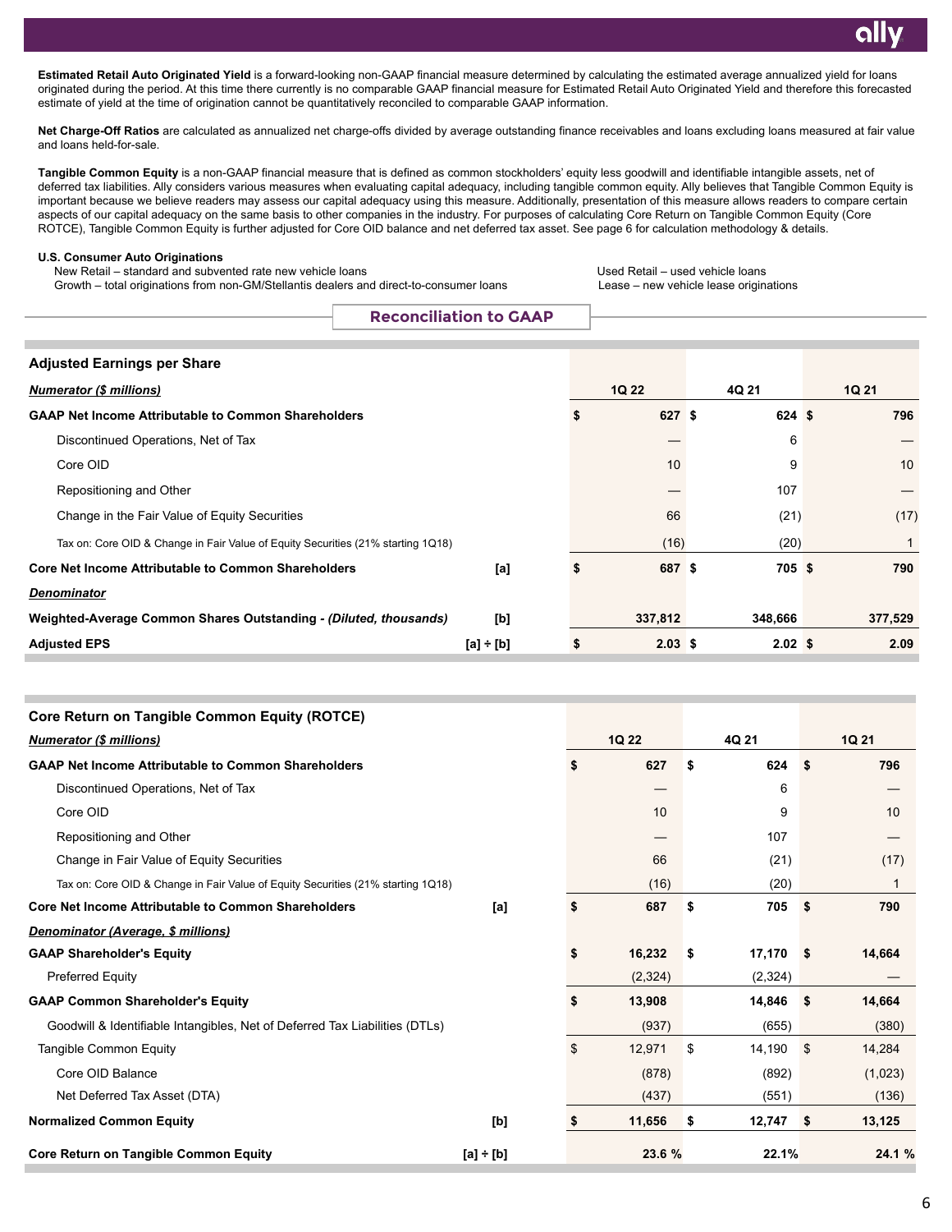**Estimated Retail Auto Originated Yield** is a forward-looking non-GAAP financial measure determined by calculating the estimated average annualized yield for loans originated during the period. At this time there currently is no comparable GAAP financial measure for Estimated Retail Auto Originated Yield and therefore this forecasted estimate of yield at the time of origination cannot be quantitatively reconciled to comparable GAAP information.

**Net Charge-Off Ratios** are calculated as annualized net charge-offs divided by average outstanding finance receivables and loans excluding loans measured at fair value and loans held-for-sale.

**Tangible Common Equity** is a non-GAAP financial measure that is defined as common stockholders' equity less goodwill and identifiable intangible assets, net of deferred tax liabilities. Ally considers various measures when evaluating capital adequacy, including tangible common equity. Ally believes that Tangible Common Equity is important because we believe readers may assess our capital adequacy using this measure. Additionally, presentation of this measure allows readers to compare certain aspects of our capital adequacy on the same basis to other companies in the industry. For purposes of calculating Core Return on Tangible Common Equity (Core ROTCE), Tangible Common Equity is further adjusted for Core OID balance and net deferred tax asset. See page 6 for calculation methodology & details.

**U.S. Consumer Auto Originations**

- New Retail – standard and subvented rate new vehicle loans
- Growth – total originations from non-GM/Stellantis dealers and direct-to-consumer loans
- Used Retail – used vehicle loans
- Lease – new vehicle lease originations

## Reconciliation to GAAP

| **Adjusted Earnings per Share** | | | | |
|---|---|---|---|---|
| ***Numerator ($ millions)*** | | **1Q 22** | **4Q 21** | **1Q 21** |
| **GAAP Net Income Attributable to Common Shareholders** | | $ 627 | $ 624 | $ 796 |
| Discontinued Operations, Net of Tax | | — | 6 | — |
| Core OID | | 10 | 9 | 10 |
| Repositioning and Other | | — | 107 | — |
| Change in the Fair Value of Equity Securities | | 66 | (21) | (17) |
| Tax on: Core OID & Change in Fair Value of Equity Securities (21% starting 1Q18) | | (16) | (20) | 1 |
| **Core Net Income Attributable to Common Shareholders** | [a] | $ 687 | $ 705 | $ 790 |
| ***Denominator*** | | | | |
| **Weighted-Average Common Shares Outstanding - *(Diluted, thousands)*** | [b] | 337,812 | 348,666 | 377,529 |
| **Adjusted EPS** | [a] ÷ [b] | $ 2.03 | $ 2.02 | $ 2.09 |

| **Core Return on Tangible Common Equity (ROTCE)** | | | | |
|---|---|---|---|---|
| ***Numerator ($ millions)*** | | **1Q 22** | **4Q 21** | **1Q 21** |
| **GAAP Net Income Attributable to Common Shareholders** | | $ 627 | $ 624 | $ 796 |
| Discontinued Operations, Net of Tax | | — | 6 | — |
| Core OID | | 10 | 9 | 10 |
| Repositioning and Other | | — | 107 | — |
| Change in Fair Value of Equity Securities | | 66 | (21) | (17) |
| Tax on: Core OID & Change in Fair Value of Equity Securities (21% starting 1Q18) | | (16) | (20) | 1 |
| **Core Net Income Attributable to Common Shareholders** | [a] | $ 687 | $ 705 | $ 790 |
| ***Denominator (Average, $ millions)*** | | | | |
| **GAAP Shareholder's Equity** | | $ 16,232 | $ 17,170 | $ 14,664 |
| Preferred Equity | | (2,324) | (2,324) | — |
| **GAAP Common Shareholder's Equity** | | $ 13,908 | 14,846 | $ 14,664 |
| Goodwill & Identifiable Intangibles, Net of Deferred Tax Liabilities (DTLs) | | (937) | (655) | (380) |
| Tangible Common Equity | | $ 12,971 | $ 14,190 | $ 14,284 |
| Core OID Balance | | (878) | (892) | (1,023) |
| Net Deferred Tax Asset (DTA) | | (437) | (551) | (136) |
| **Normalized Common Equity** | [b] | $ 11,656 | $ 12,747 | $ 13,125 |
| **Core Return on Tangible Common Equity** | [a] ÷ [b] | 23.6 % | 22.1% | 24.1 % |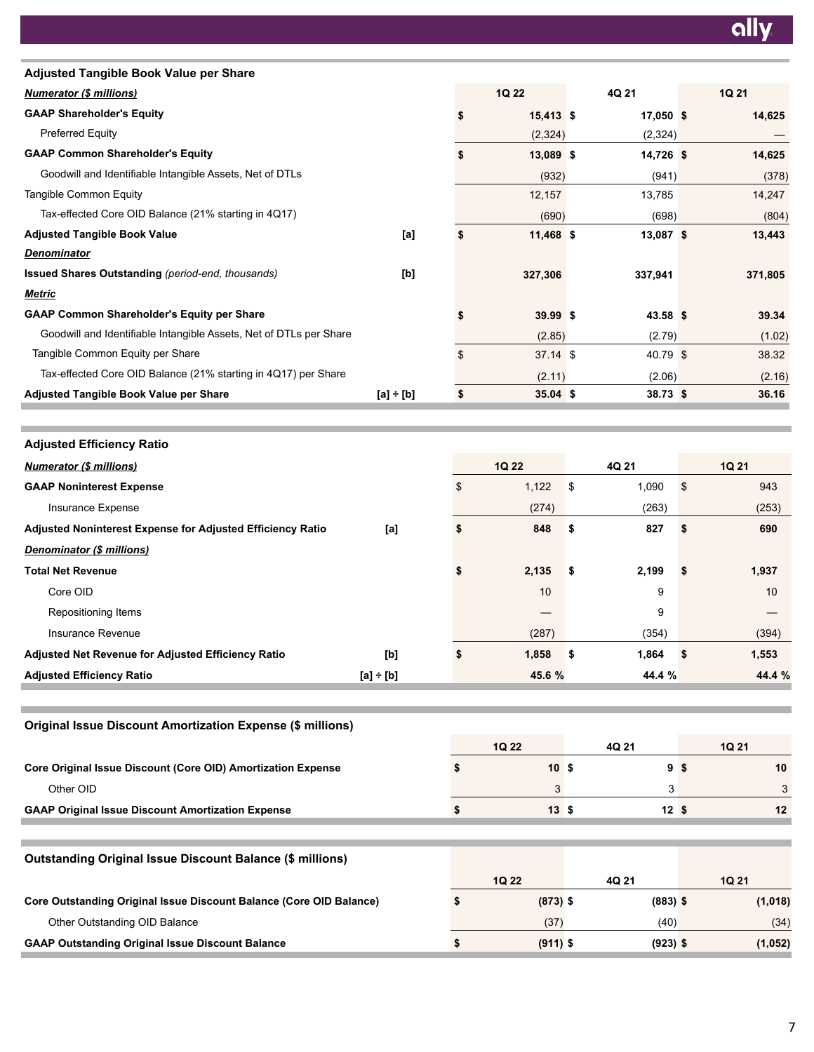## Adjusted Tangible Book Value per Share

| *Numerator ($ millions)* | | 1Q 22 | 4Q 21 | 1Q 21 |
|---|---|---|---|---|
| **GAAP Shareholder's Equity** | | **$ 15,413** | **$ 17,050** | **$ 14,625** |
| Preferred Equity | | (2,324) | (2,324) | — |
| **GAAP Common Shareholder's Equity** | | **$ 13,089** | **$ 14,726** | **$ 14,625** |
| Goodwill and Identifiable Intangible Assets, Net of DTLs | | (932) | (941) | (378) |
| Tangible Common Equity | | 12,157 | 13,785 | 14,247 |
| Tax-effected Core OID Balance (21% starting in 4Q17) | | (690) | (698) | (804) |
| **Adjusted Tangible Book Value** | [a] | **$ 11,468** | **$ 13,087** | **$ 13,443** |
| ***Denominator*** | | | | |
| **Issued Shares Outstanding** *(period-end, thousands)* | [b] | **327,306** | **337,941** | **371,805** |
| ***Metric*** | | | | |
| **GAAP Common Shareholder's Equity per Share** | | **$ 39.99** | **$ 43.58** | **$ 39.34** |
| Goodwill and Identifiable Intangible Assets, Net of DTLs per Share | | (2.85) | (2.79) | (1.02) |
| Tangible Common Equity per Share | | $ 37.14 | $ 40.79 | $ 38.32 |
| Tax-effected Core OID Balance (21% starting in 4Q17) per Share | | (2.11) | (2.06) | (2.16) |
| **Adjusted Tangible Book Value per Share** | [a] ÷ [b] | **$ 35.04** | **$ 38.73** | **$ 36.16** |

## Adjusted Efficiency Ratio

| *Numerator ($ millions)* | | 1Q 22 | 4Q 21 | 1Q 21 |
|---|---|---|---|---|
| **GAAP Noninterest Expense** | | $ 1,122 | $ 1,090 | $ 943 |
| Insurance Expense | | (274) | (263) | (253) |
| **Adjusted Noninterest Expense for Adjusted Efficiency Ratio** | [a] | **$ 848** | **$ 827** | **$ 690** |
| ***Denominator ($ millions)*** | | | | |
| **Total Net Revenue** | | **$ 2,135** | **$ 2,199** | **$ 1,937** |
| Core OID | | 10 | 9 | 10 |
| Repositioning Items | | — | 9 | — |
| Insurance Revenue | | (287) | (354) | (394) |
| **Adjusted Net Revenue for Adjusted Efficiency Ratio** | [b] | **$ 1,858** | **$ 1,864** | **$ 1,553** |
| **Adjusted Efficiency Ratio** | [a] ÷ [b] | **45.6 %** | **44.4 %** | **44.4 %** |

## Original Issue Discount Amortization Expense ($ millions)

| | 1Q 22 | 4Q 21 | 1Q 21 |
|---|---|---|---|
| **Core Original Issue Discount (Core OID) Amortization Expense** | **$ 10** | **$ 9** | **$ 10** |
| Other OID | 3 | 3 | 3 |
| **GAAP Original Issue Discount Amortization Expense** | **$ 13** | **$ 12** | **$ 12** |

## Outstanding Original Issue Discount Balance ($ millions)

| | 1Q 22 | 4Q 21 | 1Q 21 |
|---|---|---|---|
| **Core Outstanding Original Issue Discount Balance (Core OID Balance)** | **$ (873)** | **$ (883)** | **$ (1,018)** |
| Other Outstanding OID Balance | (37) | (40) | (34) |
| **GAAP Outstanding Original Issue Discount Balance** | **$ (911)** | **$ (923)** | **$ (1,052)** |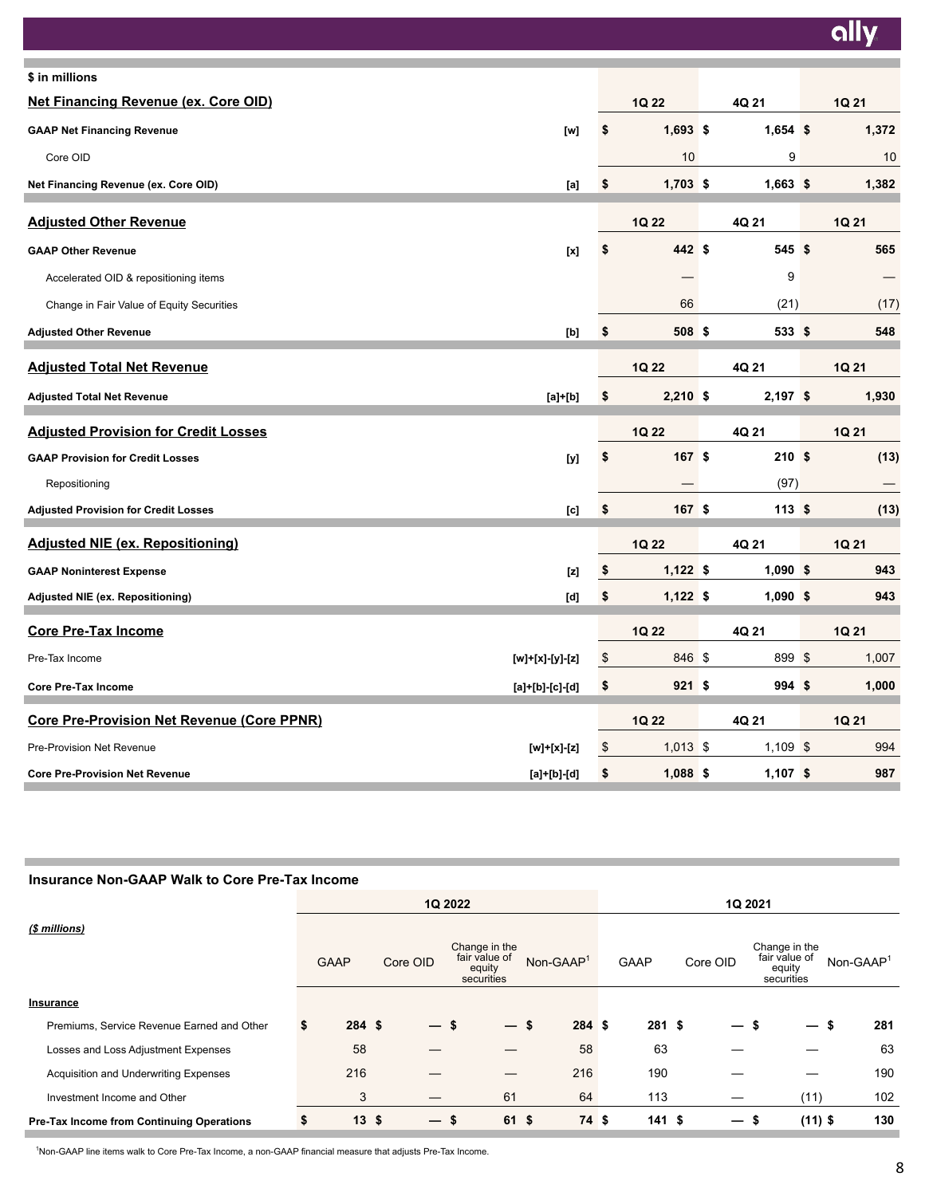**$ in millions**

| Net Financing Revenue (ex. Core OID) | | 1Q 22 | 4Q 21 | 1Q 21 |
|---|---|---|---|---|
| **GAAP Net Financing Revenue** | [w] | $ 1,693 | $ 1,654 | $ 1,372 |
| Core OID | | 10 | 9 | 10 |
| **Net Financing Revenue (ex. Core OID)** | [a] | $ 1,703 | $ 1,663 | $ 1,382 |

| Adjusted Other Revenue | | 1Q 22 | 4Q 21 | 1Q 21 |
|---|---|---|---|---|
| **GAAP Other Revenue** | [x] | $ 442 | $ 545 | $ 565 |
| Accelerated OID & repositioning items | | — | 9 | — |
| Change in Fair Value of Equity Securities | | 66 | (21) | (17) |
| **Adjusted Other Revenue** | [b] | $ 508 | $ 533 | $ 548 |

| Adjusted Total Net Revenue | | 1Q 22 | 4Q 21 | 1Q 21 |
|---|---|---|---|---|
| **Adjusted Total Net Revenue** | [a]+[b] | $ 2,210 | $ 2,197 | $ 1,930 |

| Adjusted Provision for Credit Losses | | 1Q 22 | 4Q 21 | 1Q 21 |
|---|---|---|---|---|
| **GAAP Provision for Credit Losses** | [y] | $ 167 | $ 210 | $ (13) |
| Repositioning | | — | (97) | — |
| **Adjusted Provision for Credit Losses** | [c] | $ 167 | $ 113 | $ (13) |

| Adjusted NIE (ex. Repositioning) | | 1Q 22 | 4Q 21 | 1Q 21 |
|---|---|---|---|---|
| **GAAP Noninterest Expense** | [z] | $ 1,122 | $ 1,090 | $ 943 |
| **Adjusted NIE (ex. Repositioning)** | [d] | $ 1,122 | $ 1,090 | $ 943 |

| Core Pre-Tax Income | | 1Q 22 | 4Q 21 | 1Q 21 |
|---|---|---|---|---|
| Pre-Tax Income | [w]+[x]-[y]-[z] | $ 846 | $ 899 | $ 1,007 |
| **Core Pre-Tax Income** | [a]+[b]-[c]-[d] | $ 921 | $ 994 | $ 1,000 |

| Core Pre-Provision Net Revenue (Core PPNR) | | 1Q 22 | 4Q 21 | 1Q 21 |
|---|---|---|---|---|
| Pre-Provision Net Revenue | [w]+[x]-[z] | $ 1,013 | $ 1,109 | $ 994 |
| **Core Pre-Provision Net Revenue** | [a]+[b]-[d] | $ 1,088 | $ 1,107 | $ 987 |

**Insurance Non-GAAP Walk to Core Pre-Tax Income**

| *($ millions)* | 1Q 2022 | | | | 1Q 2021 | | | |
|---|---|---|---|---|---|---|---|---|
| | GAAP | Core OID | Change in the fair value of equity securities | Non-GAAP[1] | GAAP | Core OID | Change in the fair value of equity securities | Non-GAAP[1] |
| **Insurance** | | | | | | | | |
| Premiums, Service Revenue Earned and Other | $ 284 | $ — | $ — | $ 284 | $ 281 | $ — | $ — | $ 281 |
| Losses and Loss Adjustment Expenses | 58 | — | — | 58 | 63 | — | — | 63 |
| Acquisition and Underwriting Expenses | 216 | — | — | 216 | 190 | — | — | 190 |
| Investment Income and Other | 3 | — | 61 | 64 | 113 | — | (11) | 102 |
| **Pre-Tax Income from Continuing Operations** | $ 13 | $ — | $ 61 | $ 74 | $ 141 | $ — | $ (11) | $ 130 |

[1]Non-GAAP line items walk to Core Pre-Tax Income, a non-GAAP financial measure that adjusts Pre-Tax Income.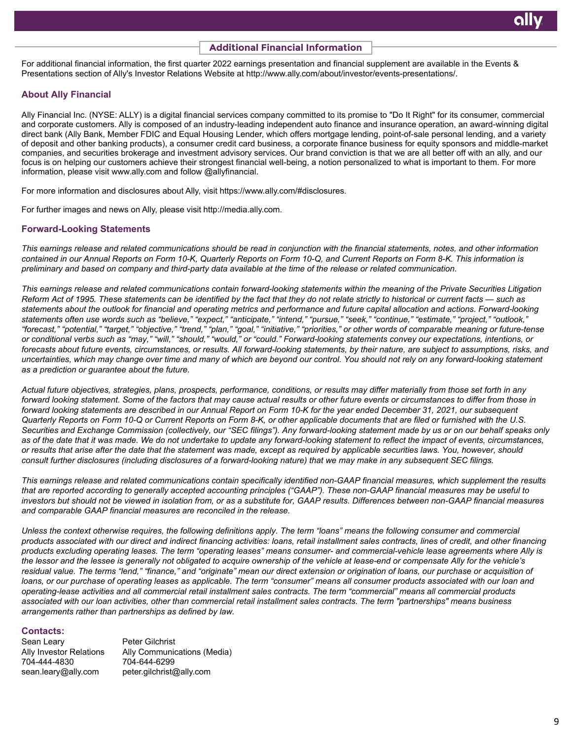## Additional Financial Information

For additional financial information, the first quarter 2022 earnings presentation and financial supplement are available in the Events & Presentations section of Ally's Investor Relations Website at http://www.ally.com/about/investor/events-presentations/.

### About Ally Financial

Ally Financial Inc. (NYSE: ALLY) is a digital financial services company committed to its promise to "Do It Right" for its consumer, commercial and corporate customers. Ally is composed of an industry-leading independent auto finance and insurance operation, an award-winning digital direct bank (Ally Bank, Member FDIC and Equal Housing Lender, which offers mortgage lending, point-of-sale personal lending, and a variety of deposit and other banking products), a consumer credit card business, a corporate finance business for equity sponsors and middle-market companies, and securities brokerage and investment advisory services. Our brand conviction is that we are all better off with an ally, and our focus is on helping our customers achieve their strongest financial well-being, a notion personalized to what is important to them. For more information, please visit www.ally.com and follow @allyfinancial.

For more information and disclosures about Ally, visit https://www.ally.com/#disclosures.

For further images and news on Ally, please visit http://media.ally.com.

### Forward-Looking Statements

*This earnings release and related communications should be read in conjunction with the financial statements, notes, and other information contained in our Annual Reports on Form 10-K, Quarterly Reports on Form 10-Q, and Current Reports on Form 8-K. This information is preliminary and based on company and third-party data available at the time of the release or related communication.*

*This earnings release and related communications contain forward-looking statements within the meaning of the Private Securities Litigation Reform Act of 1995. These statements can be identified by the fact that they do not relate strictly to historical or current facts — such as statements about the outlook for financial and operating metrics and performance and future capital allocation and actions. Forward-looking statements often use words such as "believe," "expect," "anticipate," "intend," "pursue," "seek," "continue," "estimate," "project," "outlook," "forecast," "potential," "target," "objective," "trend," "plan," "goal," "initiative," "priorities," or other words of comparable meaning or future-tense or conditional verbs such as "may," "will," "should," "would," or "could." Forward-looking statements convey our expectations, intentions, or forecasts about future events, circumstances, or results. All forward-looking statements, by their nature, are subject to assumptions, risks, and uncertainties, which may change over time and many of which are beyond our control. You should not rely on any forward-looking statement as a prediction or guarantee about the future.*

*Actual future objectives, strategies, plans, prospects, performance, conditions, or results may differ materially from those set forth in any forward looking statement. Some of the factors that may cause actual results or other future events or circumstances to differ from those in forward looking statements are described in our Annual Report on Form 10-K for the year ended December 31, 2021, our subsequent Quarterly Reports on Form 10-Q or Current Reports on Form 8-K, or other applicable documents that are filed or furnished with the U.S. Securities and Exchange Commission (collectively, our "SEC filings"). Any forward-looking statement made by us or on our behalf speaks only as of the date that it was made. We do not undertake to update any forward-looking statement to reflect the impact of events, circumstances, or results that arise after the date that the statement was made, except as required by applicable securities laws. You, however, should consult further disclosures (including disclosures of a forward-looking nature) that we may make in any subsequent SEC filings.*

*This earnings release and related communications contain specifically identified non-GAAP financial measures, which supplement the results that are reported according to generally accepted accounting principles ("GAAP"). These non-GAAP financial measures may be useful to investors but should not be viewed in isolation from, or as a substitute for, GAAP results. Differences between non-GAAP financial measures and comparable GAAP financial measures are reconciled in the release.*

*Unless the context otherwise requires, the following definitions apply. The term "loans" means the following consumer and commercial products associated with our direct and indirect financing activities: loans, retail installment sales contracts, lines of credit, and other financing products excluding operating leases. The term "operating leases" means consumer- and commercial-vehicle lease agreements where Ally is the lessor and the lessee is generally not obligated to acquire ownership of the vehicle at lease-end or compensate Ally for the vehicle's residual value. The terms "lend," "finance," and "originate" mean our direct extension or origination of loans, our purchase or acquisition of loans, or our purchase of operating leases as applicable. The term "consumer" means all consumer products associated with our loan and operating-lease activities and all commercial retail installment sales contracts. The term "commercial" means all commercial products associated with our loan activities, other than commercial retail installment sales contracts. The term "partnerships" means business arrangements rather than partnerships as defined by law.*

### Contacts:

| | |
|---|---|
| Sean Leary | Peter Gilchrist |
| Ally Investor Relations | Ally Communications (Media) |
| 704-444-4830 | 704-644-6299 |
| sean.leary@ally.com | peter.gilchrist@ally.com |